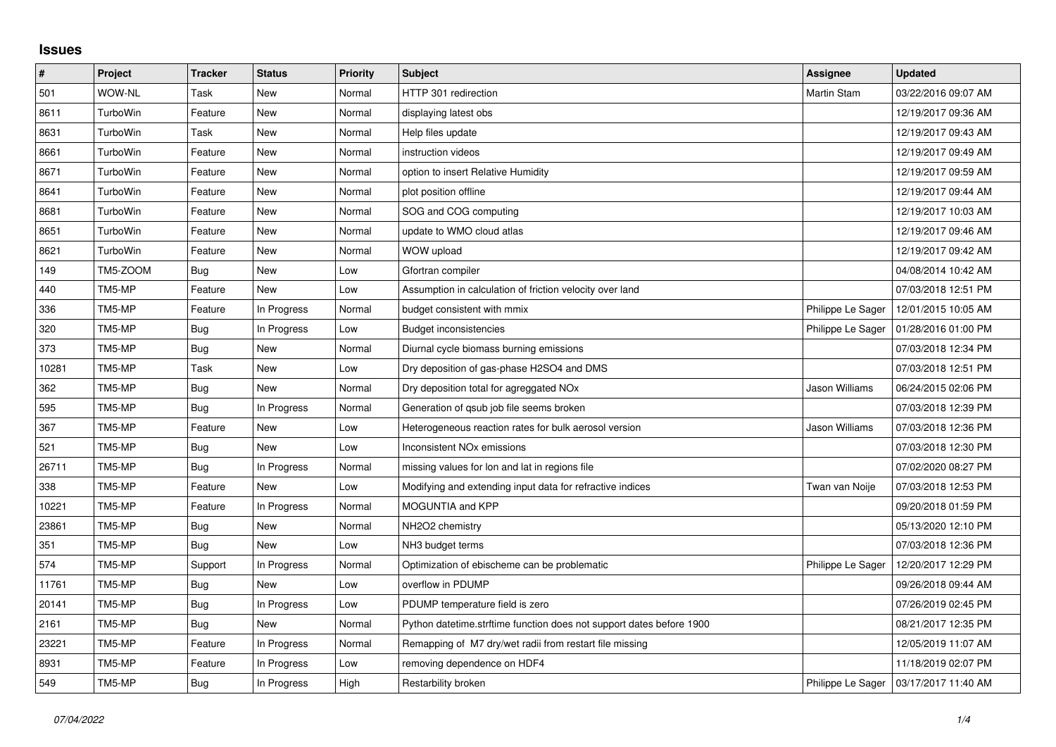# Issues

| # | Project | Tracker | Status | Priority | Subject | Assignee | Updated |
|---|---|---|---|---|---|---|---|
| 501 | WOW-NL | Task | New | Normal | HTTP 301 redirection | Martin Stam | 03/22/2016 09:07 AM |
| 8611 | TurboWin | Feature | New | Normal | displaying latest obs | | 12/19/2017 09:36 AM |
| 8631 | TurboWin | Task | New | Normal | Help files update | | 12/19/2017 09:43 AM |
| 8661 | TurboWin | Feature | New | Normal | instruction videos | | 12/19/2017 09:49 AM |
| 8671 | TurboWin | Feature | New | Normal | option to insert Relative Humidity | | 12/19/2017 09:59 AM |
| 8641 | TurboWin | Feature | New | Normal | plot position offline | | 12/19/2017 09:44 AM |
| 8681 | TurboWin | Feature | New | Normal | SOG and COG computing | | 12/19/2017 10:03 AM |
| 8651 | TurboWin | Feature | New | Normal | update to WMO cloud atlas | | 12/19/2017 09:46 AM |
| 8621 | TurboWin | Feature | New | Normal | WOW upload | | 12/19/2017 09:42 AM |
| 149 | TM5-ZOOM | Bug | New | Low | Gfortran compiler | | 04/08/2014 10:42 AM |
| 440 | TM5-MP | Feature | New | Low | Assumption in calculation of friction velocity over land | | 07/03/2018 12:51 PM |
| 336 | TM5-MP | Feature | In Progress | Normal | budget consistent with mmix | Philippe Le Sager | 12/01/2015 10:05 AM |
| 320 | TM5-MP | Bug | In Progress | Low | Budget inconsistencies | Philippe Le Sager | 01/28/2016 01:00 PM |
| 373 | TM5-MP | Bug | New | Normal | Diurnal cycle biomass burning emissions | | 07/03/2018 12:34 PM |
| 10281 | TM5-MP | Task | New | Low | Dry deposition of gas-phase H2SO4 and DMS | | 07/03/2018 12:51 PM |
| 362 | TM5-MP | Bug | New | Normal | Dry deposition total for agreggated NOx | Jason Williams | 06/24/2015 02:06 PM |
| 595 | TM5-MP | Bug | In Progress | Normal | Generation of qsub job file seems broken | | 07/03/2018 12:39 PM |
| 367 | TM5-MP | Feature | New | Low | Heterogeneous reaction rates for bulk aerosol version | Jason Williams | 07/03/2018 12:36 PM |
| 521 | TM5-MP | Bug | New | Low | Inconsistent NOx emissions | | 07/03/2018 12:30 PM |
| 26711 | TM5-MP | Bug | In Progress | Normal | missing values for lon and lat in regions file | | 07/02/2020 08:27 PM |
| 338 | TM5-MP | Feature | New | Low | Modifying and extending input data for refractive indices | Twan van Noije | 07/03/2018 12:53 PM |
| 10221 | TM5-MP | Feature | In Progress | Normal | MOGUNTIA and KPP | | 09/20/2018 01:59 PM |
| 23861 | TM5-MP | Bug | New | Normal | NH2O2 chemistry | | 05/13/2020 12:10 PM |
| 351 | TM5-MP | Bug | New | Low | NH3 budget terms | | 07/03/2018 12:36 PM |
| 574 | TM5-MP | Support | In Progress | Normal | Optimization of ebischeme can be problematic | Philippe Le Sager | 12/20/2017 12:29 PM |
| 11761 | TM5-MP | Bug | New | Low | overflow in PDUMP | | 09/26/2018 09:44 AM |
| 20141 | TM5-MP | Bug | In Progress | Low | PDUMP temperature field is zero | | 07/26/2019 02:45 PM |
| 2161 | TM5-MP | Bug | New | Normal | Python datetime.strftime function does not support dates before 1900 | | 08/21/2017 12:35 PM |
| 23221 | TM5-MP | Feature | In Progress | Normal | Remapping of M7 dry/wet radii from restart file missing | | 12/05/2019 11:07 AM |
| 8931 | TM5-MP | Feature | In Progress | Low | removing dependence on HDF4 | | 11/18/2019 02:07 PM |
| 549 | TM5-MP | Bug | In Progress | High | Restarbility broken | Philippe Le Sager | 03/17/2017 11:40 AM |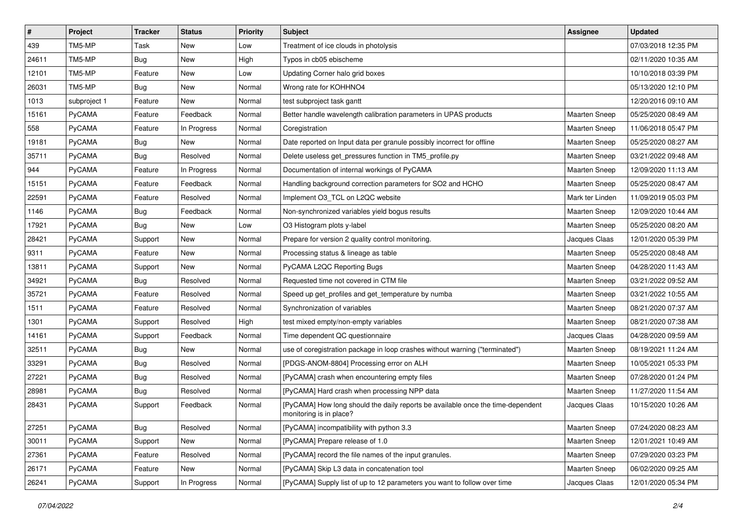| # | Project | Tracker | Status | Priority | Subject | Assignee | Updated |
| --- | --- | --- | --- | --- | --- | --- | --- |
| 439 | TM5-MP | Task | New | Low | Treatment of ice clouds in photolysis | | 07/03/2018 12:35 PM |
| 24611 | TM5-MP | Bug | New | High | Typos in cb05 ebischeme | | 02/11/2020 10:35 AM |
| 12101 | TM5-MP | Feature | New | Low | Updating Corner halo grid boxes | | 10/10/2018 03:39 PM |
| 26031 | TM5-MP | Bug | New | Normal | Wrong rate for KOHHNO4 | | 05/13/2020 12:10 PM |
| 1013 | subproject 1 | Feature | New | Normal | test subproject task gantt | | 12/20/2016 09:10 AM |
| 15161 | PyCAMA | Feature | Feedback | Normal | Better handle wavelength calibration parameters in UPAS products | Maarten Sneep | 05/25/2020 08:49 AM |
| 558 | PyCAMA | Feature | In Progress | Normal | Coregistration | Maarten Sneep | 11/06/2018 05:47 PM |
| 19181 | PyCAMA | Bug | New | Normal | Date reported on Input data per granule possibly incorrect for offline | Maarten Sneep | 05/25/2020 08:27 AM |
| 35711 | PyCAMA | Bug | Resolved | Normal | Delete useless get_pressures function in TM5_profile.py | Maarten Sneep | 03/21/2022 09:48 AM |
| 944 | PyCAMA | Feature | In Progress | Normal | Documentation of internal workings of PyCAMA | Maarten Sneep | 12/09/2020 11:13 AM |
| 15151 | PyCAMA | Feature | Feedback | Normal | Handling background correction parameters for SO2 and HCHO | Maarten Sneep | 05/25/2020 08:47 AM |
| 22591 | PyCAMA | Feature | Resolved | Normal | Implement O3_TCL on L2QC website | Mark ter Linden | 11/09/2019 05:03 PM |
| 1146 | PyCAMA | Bug | Feedback | Normal | Non-synchronized variables yield bogus results | Maarten Sneep | 12/09/2020 10:44 AM |
| 17921 | PyCAMA | Bug | New | Low | O3 Histogram plots y-label | Maarten Sneep | 05/25/2020 08:20 AM |
| 28421 | PyCAMA | Support | New | Normal | Prepare for version 2 quality control monitoring. | Jacques Claas | 12/01/2020 05:39 PM |
| 9311 | PyCAMA | Feature | New | Normal | Processing status & lineage as table | Maarten Sneep | 05/25/2020 08:48 AM |
| 13811 | PyCAMA | Support | New | Normal | PyCAMA L2QC Reporting Bugs | Maarten Sneep | 04/28/2020 11:43 AM |
| 34921 | PyCAMA | Bug | Resolved | Normal | Requested time not covered in CTM file | Maarten Sneep | 03/21/2022 09:52 AM |
| 35721 | PyCAMA | Feature | Resolved | Normal | Speed up get_profiles and get_temperature by numba | Maarten Sneep | 03/21/2022 10:55 AM |
| 1511 | PyCAMA | Feature | Resolved | Normal | Synchronization of variables | Maarten Sneep | 08/21/2020 07:37 AM |
| 1301 | PyCAMA | Support | Resolved | High | test mixed empty/non-empty variables | Maarten Sneep | 08/21/2020 07:38 AM |
| 14161 | PyCAMA | Support | Feedback | Normal | Time dependent QC questionnaire | Jacques Claas | 04/28/2020 09:59 AM |
| 32511 | PyCAMA | Bug | New | Normal | use of coregistration package in loop crashes without warning ("terminated") | Maarten Sneep | 08/19/2021 11:24 AM |
| 33291 | PyCAMA | Bug | Resolved | Normal | [PDGS-ANOM-8804] Processing error on ALH | Maarten Sneep | 10/05/2021 05:33 PM |
| 27221 | PyCAMA | Bug | Resolved | Normal | [PyCAMA] crash when encountering empty files | Maarten Sneep | 07/28/2020 01:24 PM |
| 28981 | PyCAMA | Bug | Resolved | Normal | [PyCAMA] Hard crash when processing NPP data | Maarten Sneep | 11/27/2020 11:54 AM |
| 28431 | PyCAMA | Support | Feedback | Normal | [PyCAMA] How long should the daily reports be available once the time-dependent monitoring is in place? | Jacques Claas | 10/15/2020 10:26 AM |
| 27251 | PyCAMA | Bug | Resolved | Normal | [PyCAMA] incompatibility with python 3.3 | Maarten Sneep | 07/24/2020 08:23 AM |
| 30011 | PyCAMA | Support | New | Normal | [PyCAMA] Prepare release of 1.0 | Maarten Sneep | 12/01/2021 10:49 AM |
| 27361 | PyCAMA | Feature | Resolved | Normal | [PyCAMA] record the file names of the input granules. | Maarten Sneep | 07/29/2020 03:23 PM |
| 26171 | PyCAMA | Feature | New | Normal | [PyCAMA] Skip L3 data in concatenation tool | Maarten Sneep | 06/02/2020 09:25 AM |
| 26241 | PyCAMA | Support | In Progress | Normal | [PyCAMA] Supply list of up to 12 parameters you want to follow over time | Jacques Claas | 12/01/2020 05:34 PM |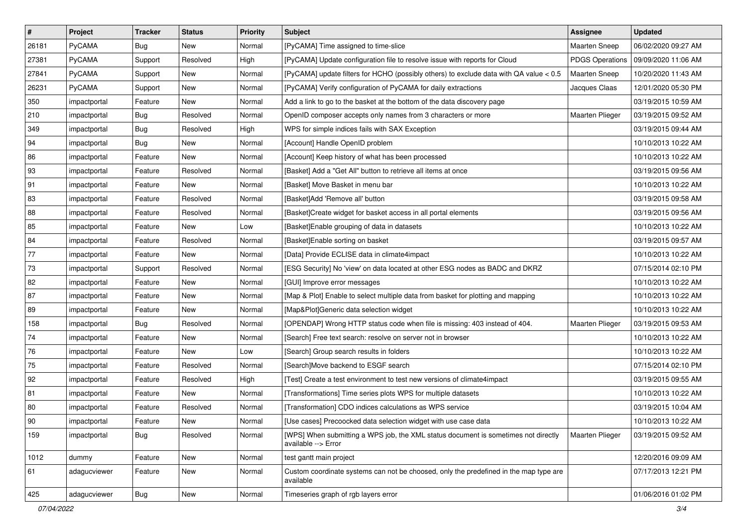| # | Project | Tracker | Status | Priority | Subject | Assignee | Updated |
|---|---|---|---|---|---|---|---|
| 26181 | PyCAMA | Bug | New | Normal | [PyCAMA] Time assigned to time-slice | Maarten Sneep | 06/02/2020 09:27 AM |
| 27381 | PyCAMA | Support | Resolved | High | [PyCAMA] Update configuration file to resolve issue with reports for Cloud | PDGS Operations | 09/09/2020 11:06 AM |
| 27841 | PyCAMA | Support | New | Normal | [PyCAMA] update filters for HCHO (possibly others) to exclude data with QA value < 0.5 | Maarten Sneep | 10/20/2020 11:43 AM |
| 26231 | PyCAMA | Support | New | Normal | [PyCAMA] Verify configuration of PyCAMA for daily extractions | Jacques Claas | 12/01/2020 05:30 PM |
| 350 | impactportal | Feature | New | Normal | Add a link to go to the basket at the bottom of the data discovery page | | 03/19/2015 10:59 AM |
| 210 | impactportal | Bug | Resolved | Normal | OpenID composer accepts only names from 3 characters or more | Maarten Plieger | 03/19/2015 09:52 AM |
| 349 | impactportal | Bug | Resolved | High | WPS for simple indices fails with SAX Exception | | 03/19/2015 09:44 AM |
| 94 | impactportal | Bug | New | Normal | [Account] Handle OpenID problem | | 10/10/2013 10:22 AM |
| 86 | impactportal | Feature | New | Normal | [Account] Keep history of what has been processed | | 10/10/2013 10:22 AM |
| 93 | impactportal | Feature | Resolved | Normal | [Basket] Add a "Get All" button to retrieve all items at once | | 03/19/2015 09:56 AM |
| 91 | impactportal | Feature | New | Normal | [Basket] Move Basket in menu bar | | 10/10/2013 10:22 AM |
| 83 | impactportal | Feature | Resolved | Normal | [Basket]Add 'Remove all' button | | 03/19/2015 09:58 AM |
| 88 | impactportal | Feature | Resolved | Normal | [Basket]Create widget for basket access in all portal elements | | 03/19/2015 09:56 AM |
| 85 | impactportal | Feature | New | Low | [Basket]Enable grouping of data in datasets | | 10/10/2013 10:22 AM |
| 84 | impactportal | Feature | Resolved | Normal | [Basket]Enable sorting on basket | | 03/19/2015 09:57 AM |
| 77 | impactportal | Feature | New | Normal | [Data] Provide ECLISE data in climate4impact | | 10/10/2013 10:22 AM |
| 73 | impactportal | Support | Resolved | Normal | [ESG Security] No 'view' on data located at other ESG nodes as BADC and DKRZ | | 07/15/2014 02:10 PM |
| 82 | impactportal | Feature | New | Normal | [GUI] Improve error messages | | 10/10/2013 10:22 AM |
| 87 | impactportal | Feature | New | Normal | [Map & Plot] Enable to select multiple data from basket for plotting and mapping | | 10/10/2013 10:22 AM |
| 89 | impactportal | Feature | New | Normal | [Map&Plot]Generic data selection widget | | 10/10/2013 10:22 AM |
| 158 | impactportal | Bug | Resolved | Normal | [OPENDAP] Wrong HTTP status code when file is missing: 403 instead of 404. | Maarten Plieger | 03/19/2015 09:53 AM |
| 74 | impactportal | Feature | New | Normal | [Search] Free text search: resolve on server not in browser | | 10/10/2013 10:22 AM |
| 76 | impactportal | Feature | New | Low | [Search] Group search results in folders | | 10/10/2013 10:22 AM |
| 75 | impactportal | Feature | Resolved | Normal | [Search]Move backend to ESGF search | | 07/15/2014 02:10 PM |
| 92 | impactportal | Feature | Resolved | High | [Test] Create a test environment to test new versions of climate4impact | | 03/19/2015 09:55 AM |
| 81 | impactportal | Feature | New | Normal | [Transformations] Time series plots WPS for multiple datasets | | 10/10/2013 10:22 AM |
| 80 | impactportal | Feature | Resolved | Normal | [Transformation] CDO indices calculations as WPS service | | 03/19/2015 10:04 AM |
| 90 | impactportal | Feature | New | Normal | [Use cases] Precoocked data selection widget with use case data | | 10/10/2013 10:22 AM |
| 159 | impactportal | Bug | Resolved | Normal | [WPS] When submitting a WPS job, the XML status document is sometimes not directly available --> Error | Maarten Plieger | 03/19/2015 09:52 AM |
| 1012 | dummy | Feature | New | Normal | test gantt main project | | 12/20/2016 09:09 AM |
| 61 | adagucviewer | Feature | New | Normal | Custom coordinate systems can not be choosed, only the predefined in the map type are available | | 07/17/2013 12:21 PM |
| 425 | adagucviewer | Bug | New | Normal | Timeseries graph of rgb layers error | | 01/06/2016 01:02 PM |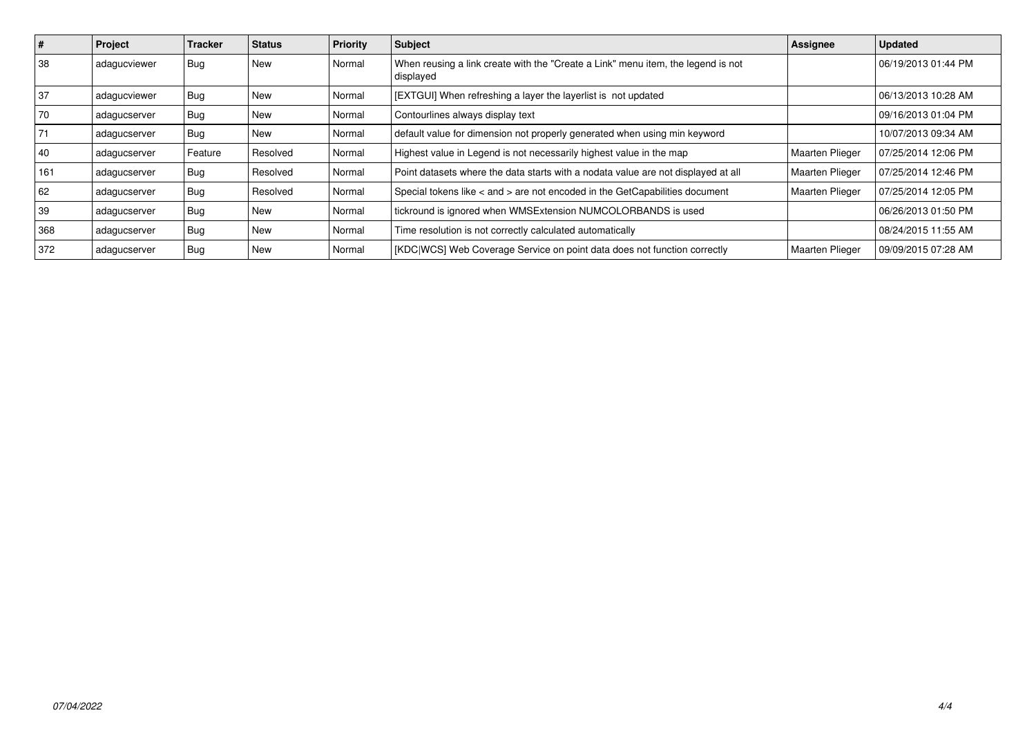| # | Project | Tracker | Status | Priority | Subject | Assignee | Updated |
|---|---|---|---|---|---|---|---|
| 38 | adagucviewer | Bug | New | Normal | When reusing a link create with the "Create a Link" menu item, the legend is not displayed | | 06/19/2013 01:44 PM |
| 37 | adagucviewer | Bug | New | Normal | [EXTGUI] When refreshing a layer the layerlist is not updated | | 06/13/2013 10:28 AM |
| 70 | adagucserver | Bug | New | Normal | Contourlines always display text | | 09/16/2013 01:04 PM |
| 71 | adagucserver | Bug | New | Normal | default value for dimension not properly generated when using min keyword | | 10/07/2013 09:34 AM |
| 40 | adagucserver | Feature | Resolved | Normal | Highest value in Legend is not necessarily highest value in the map | Maarten Plieger | 07/25/2014 12:06 PM |
| 161 | adagucserver | Bug | Resolved | Normal | Point datasets where the data starts with a nodata value are not displayed at all | Maarten Plieger | 07/25/2014 12:46 PM |
| 62 | adagucserver | Bug | Resolved | Normal | Special tokens like < and > are not encoded in the GetCapabilities document | Maarten Plieger | 07/25/2014 12:05 PM |
| 39 | adagucserver | Bug | New | Normal | tickround is ignored when WMSExtension NUMCOLORBANDS is used | | 06/26/2013 01:50 PM |
| 368 | adagucserver | Bug | New | Normal | Time resolution is not correctly calculated automatically | | 08/24/2015 11:55 AM |
| 372 | adagucserver | Bug | New | Normal | [KDC\|WCS] Web Coverage Service on point data does not function correctly | Maarten Plieger | 09/09/2015 07:28 AM |